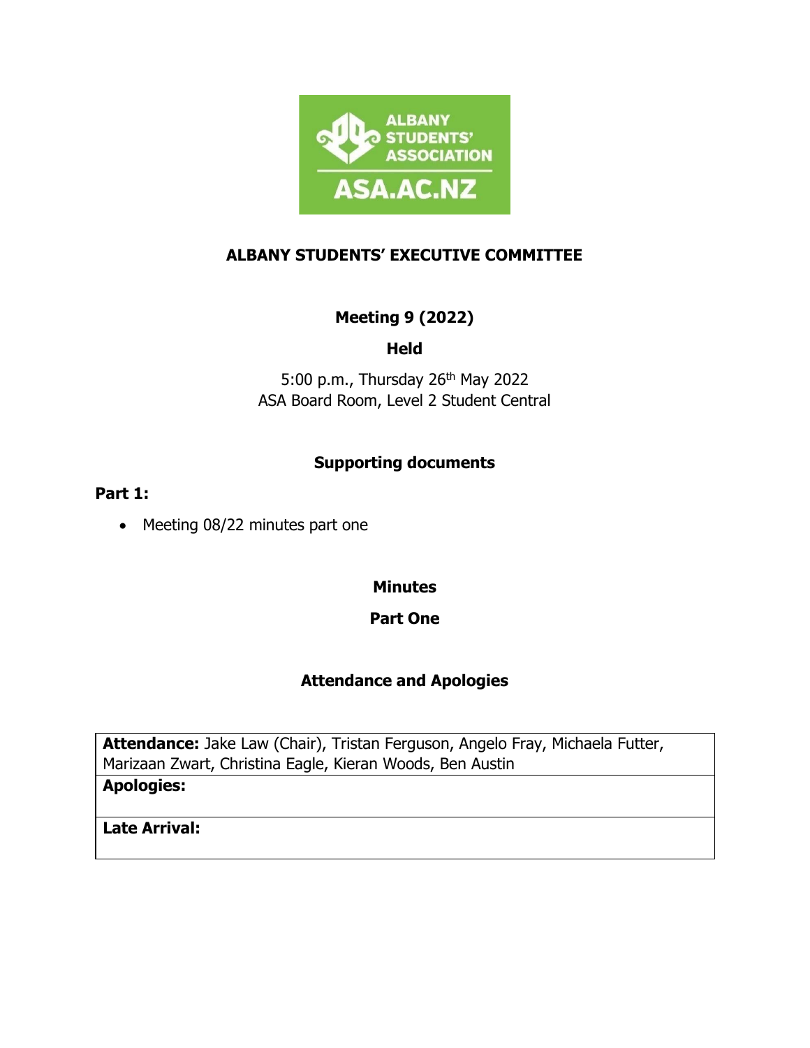# ALBANY STUDENTS' EXECUTIVE COMMITTEE

## Meeting 9 (2022)

### Held

5:00 p.m., Thursday 26th May 2022
ASA Board Room, Level 2 Student Central

## Supporting documents

**Part 1:**

- Meeting 08/22 minutes part one

## Minutes

### Part One

## Attendance and Apologies

| **Attendance:** Jake Law (Chair), Tristan Ferguson, Angelo Fray, Michaela Futter, Marizaan Zwart, Christina Eagle, Kieran Woods, Ben Austin |
|---|
| **Apologies:** |
| **Late Arrival:** |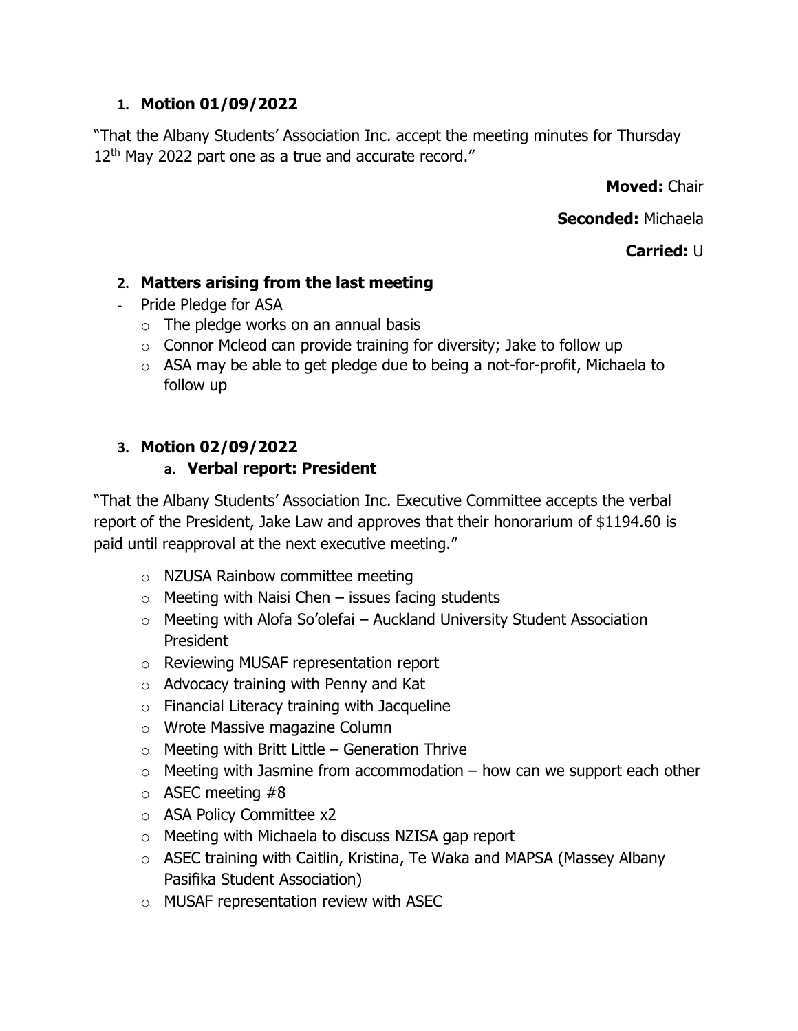1. **Motion 01/09/2022**

"That the Albany Students' Association Inc. accept the meeting minutes for Thursday 12th May 2022 part one as a true and accurate record."

**Moved:** Chair

**Seconded:** Michaela

**Carried:** U

2. **Matters arising from the last meeting**

- Pride Pledge for ASA
  - The pledge works on an annual basis
  - Connor Mcleod can provide training for diversity; Jake to follow up
  - ASA may be able to get pledge due to being a not-for-profit, Michaela to follow up

3. **Motion 02/09/2022**
   a. **Verbal report: President**

"That the Albany Students' Association Inc. Executive Committee accepts the verbal report of the President, Jake Law and approves that their honorarium of $1194.60 is paid until reapproval at the next executive meeting."

- NZUSA Rainbow committee meeting
- Meeting with Naisi Chen – issues facing students
- Meeting with Alofa So'olefai – Auckland University Student Association President
- Reviewing MUSAF representation report
- Advocacy training with Penny and Kat
- Financial Literacy training with Jacqueline
- Wrote Massive magazine Column
- Meeting with Britt Little – Generation Thrive
- Meeting with Jasmine from accommodation – how can we support each other
- ASEC meeting #8
- ASA Policy Committee x2
- Meeting with Michaela to discuss NZISA gap report
- ASEC training with Caitlin, Kristina, Te Waka and MAPSA (Massey Albany Pasifika Student Association)
- MUSAF representation review with ASEC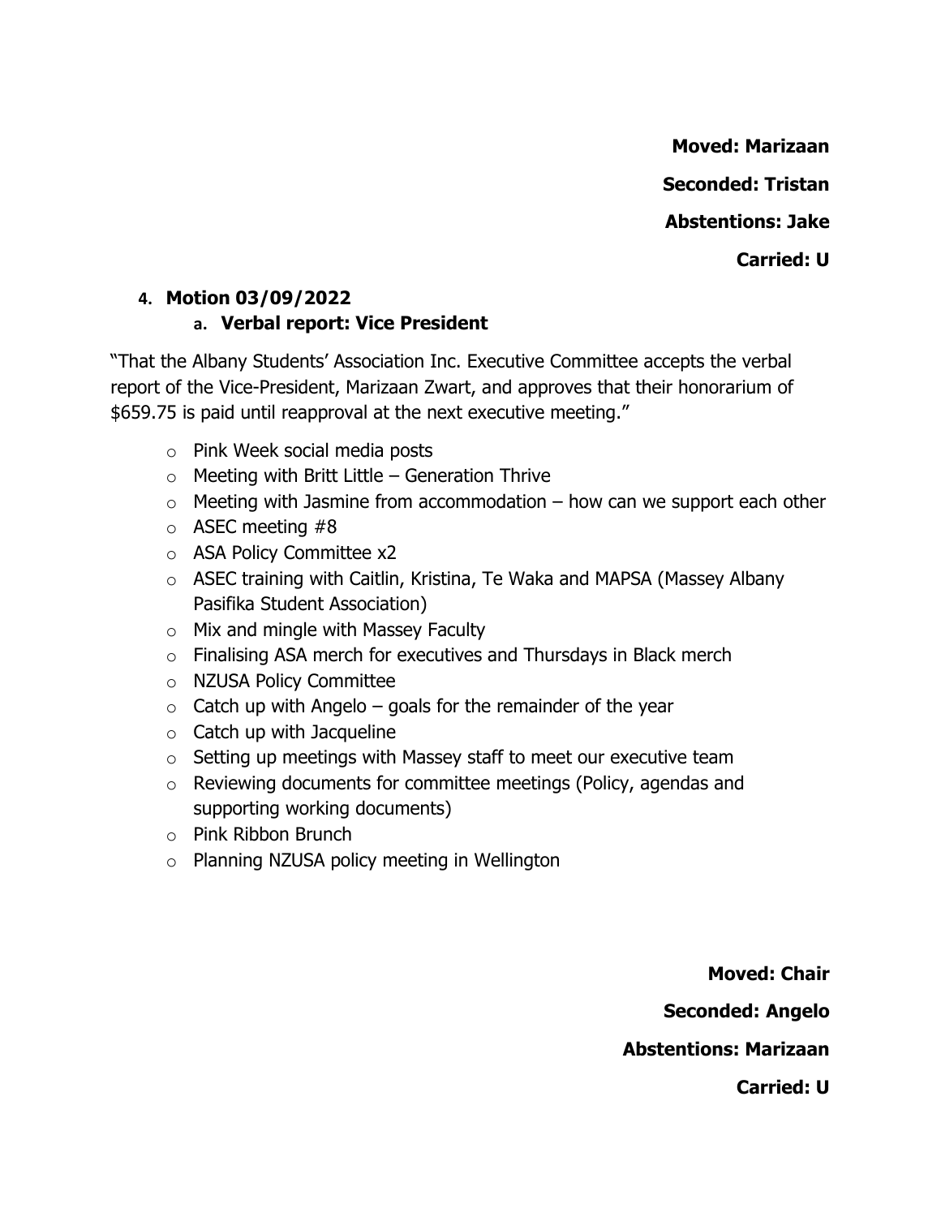**Moved: Marizaan**

**Seconded: Tristan**

**Abstentions: Jake**

**Carried: U**

4. **Motion 03/09/2022**
   a. **Verbal report: Vice President**

"That the Albany Students' Association Inc. Executive Committee accepts the verbal report of the Vice-President, Marizaan Zwart, and approves that their honorarium of $659.75 is paid until reapproval at the next executive meeting."

- Pink Week social media posts
- Meeting with Britt Little – Generation Thrive
- Meeting with Jasmine from accommodation – how can we support each other
- ASEC meeting #8
- ASA Policy Committee x2
- ASEC training with Caitlin, Kristina, Te Waka and MAPSA (Massey Albany Pasifika Student Association)
- Mix and mingle with Massey Faculty
- Finalising ASA merch for executives and Thursdays in Black merch
- NZUSA Policy Committee
- Catch up with Angelo – goals for the remainder of the year
- Catch up with Jacqueline
- Setting up meetings with Massey staff to meet our executive team
- Reviewing documents for committee meetings (Policy, agendas and supporting working documents)
- Pink Ribbon Brunch
- Planning NZUSA policy meeting in Wellington

**Moved: Chair**

**Seconded: Angelo**

**Abstentions: Marizaan**

**Carried: U**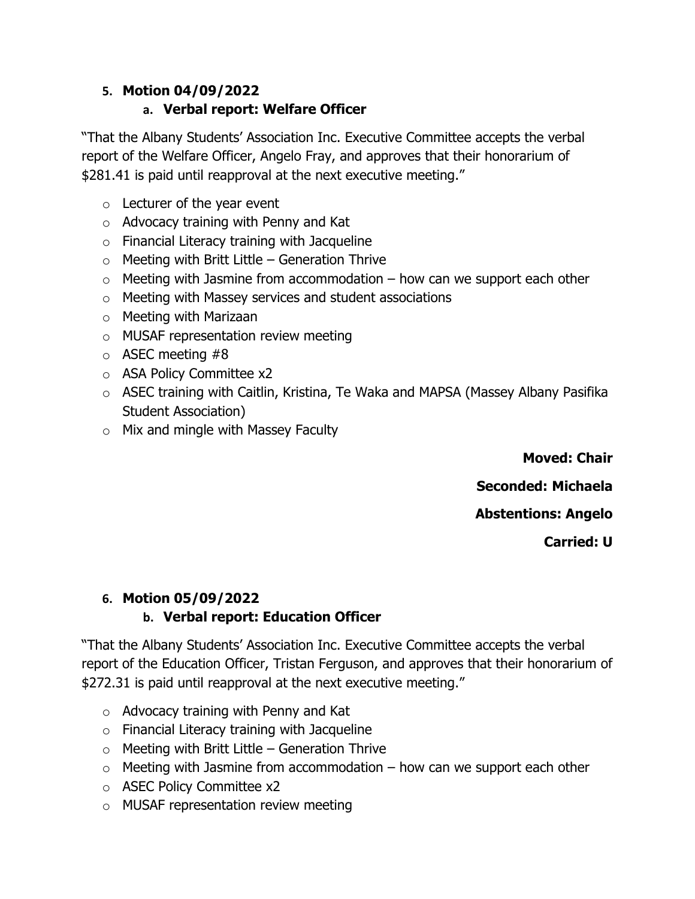5. **Motion 04/09/2022**

   a. **Verbal report: Welfare Officer**

"That the Albany Students' Association Inc. Executive Committee accepts the verbal report of the Welfare Officer, Angelo Fray, and approves that their honorarium of $281.41 is paid until reapproval at the next executive meeting."

- Lecturer of the year event
- Advocacy training with Penny and Kat
- Financial Literacy training with Jacqueline
- Meeting with Britt Little – Generation Thrive
- Meeting with Jasmine from accommodation – how can we support each other
- Meeting with Massey services and student associations
- Meeting with Marizaan
- MUSAF representation review meeting
- ASEC meeting #8
- ASA Policy Committee x2
- ASEC training with Caitlin, Kristina, Te Waka and MAPSA (Massey Albany Pasifika Student Association)
- Mix and mingle with Massey Faculty

**Moved: Chair**

**Seconded: Michaela**

**Abstentions: Angelo**

**Carried: U**

6. **Motion 05/09/2022**

   b. **Verbal report: Education Officer**

"That the Albany Students' Association Inc. Executive Committee accepts the verbal report of the Education Officer, Tristan Ferguson, and approves that their honorarium of $272.31 is paid until reapproval at the next executive meeting."

- Advocacy training with Penny and Kat
- Financial Literacy training with Jacqueline
- Meeting with Britt Little – Generation Thrive
- Meeting with Jasmine from accommodation – how can we support each other
- ASEC Policy Committee x2
- MUSAF representation review meeting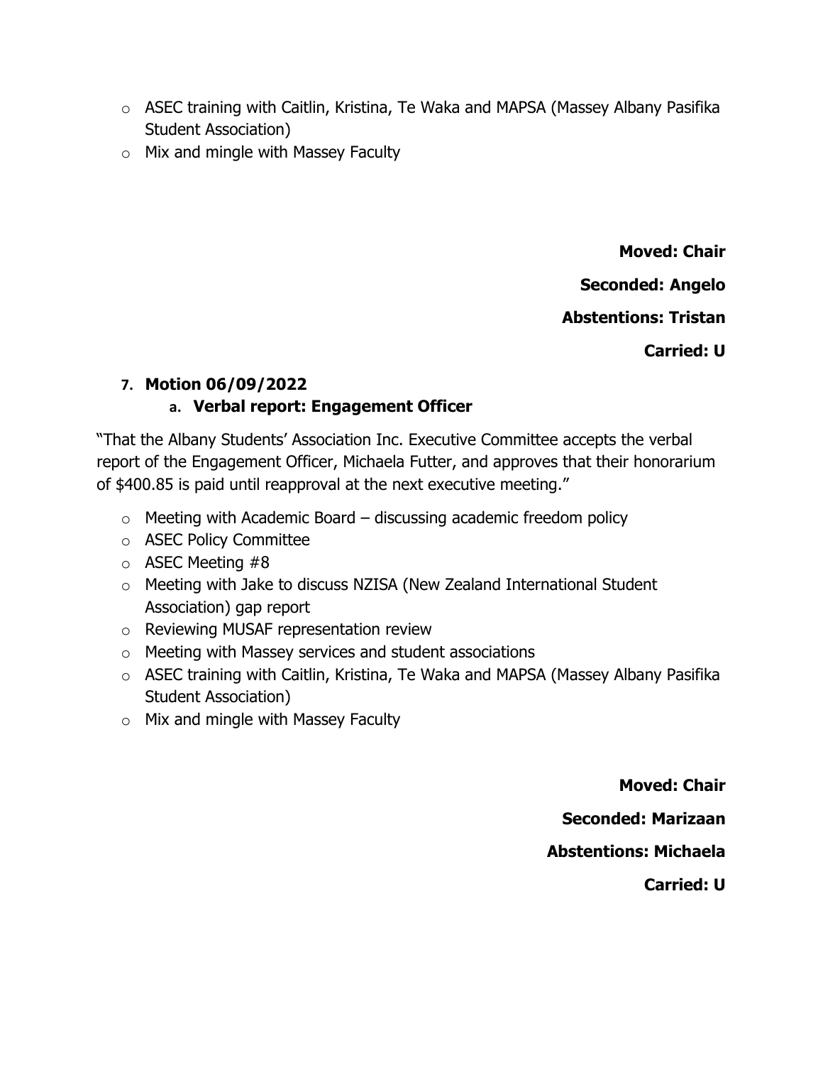- ASEC training with Caitlin, Kristina, Te Waka and MAPSA (Massey Albany Pasifika Student Association)
- Mix and mingle with Massey Faculty

**Moved: Chair**

**Seconded: Angelo**

**Abstentions: Tristan**

**Carried: U**

7. **Motion 06/09/2022**
   a. **Verbal report: Engagement Officer**

"That the Albany Students' Association Inc. Executive Committee accepts the verbal report of the Engagement Officer, Michaela Futter, and approves that their honorarium of $400.85 is paid until reapproval at the next executive meeting."

- Meeting with Academic Board – discussing academic freedom policy
- ASEC Policy Committee
- ASEC Meeting #8
- Meeting with Jake to discuss NZISA (New Zealand International Student Association) gap report
- Reviewing MUSAF representation review
- Meeting with Massey services and student associations
- ASEC training with Caitlin, Kristina, Te Waka and MAPSA (Massey Albany Pasifika Student Association)
- Mix and mingle with Massey Faculty

**Moved: Chair**

**Seconded: Marizaan**

**Abstentions: Michaela**

**Carried: U**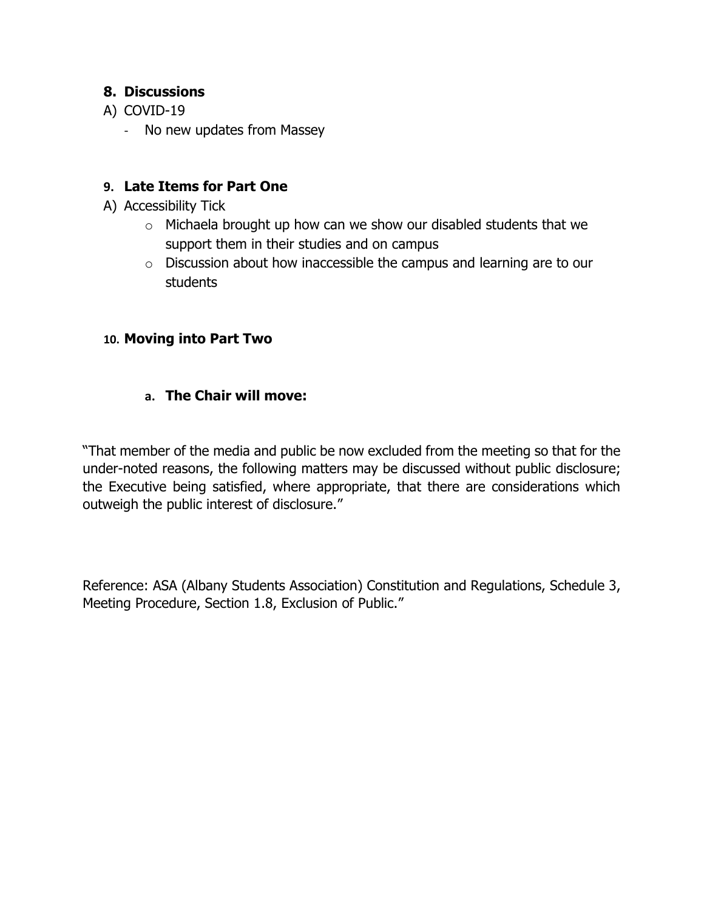## 8. Discussions

A) COVID-19

- No new updates from Massey

## 9. Late Items for Part One

A) Accessibility Tick

- Michaela brought up how can we show our disabled students that we support them in their studies and on campus
- Discussion about how inaccessible the campus and learning are to our students

## 10. Moving into Part Two

### a. The Chair will move:

"That member of the media and public be now excluded from the meeting so that for the under-noted reasons, the following matters may be discussed without public disclosure; the Executive being satisfied, where appropriate, that there are considerations which outweigh the public interest of disclosure."

Reference: ASA (Albany Students Association) Constitution and Regulations, Schedule 3, Meeting Procedure, Section 1.8, Exclusion of Public."